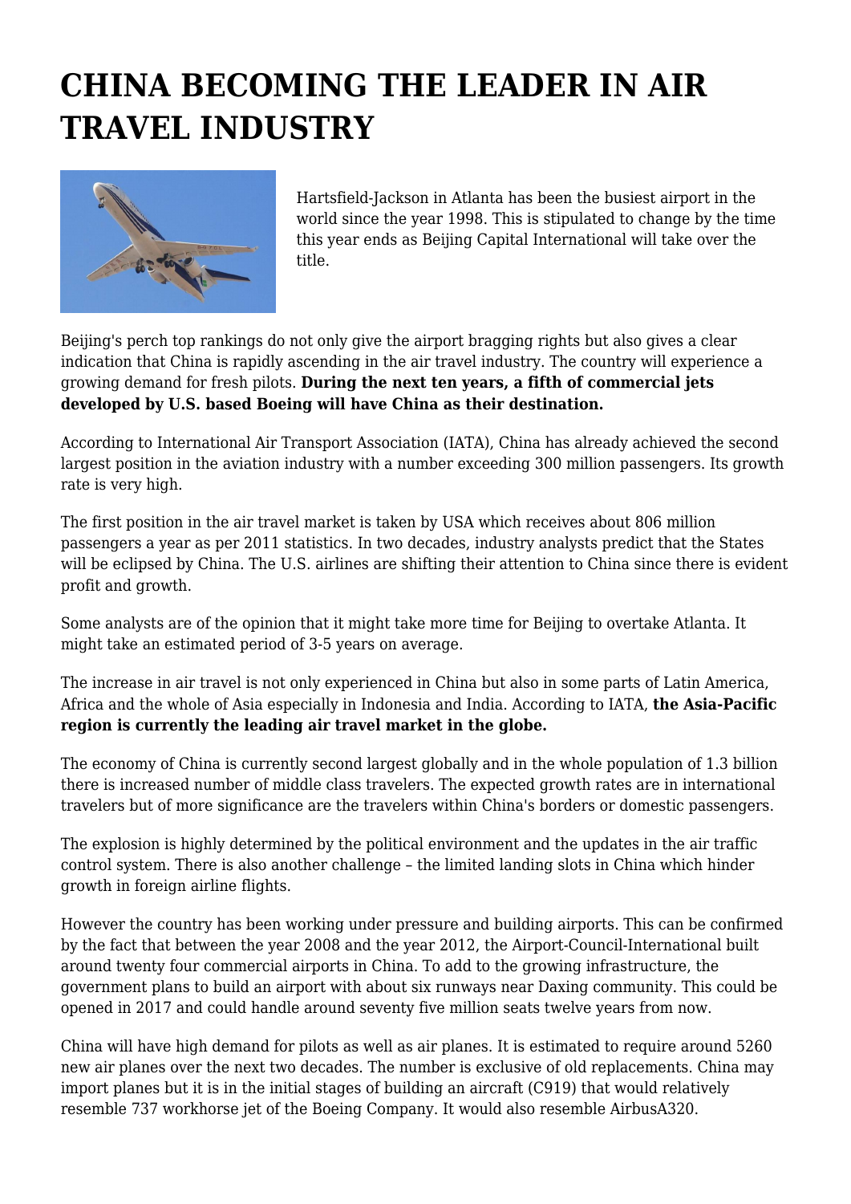# CHINA BECOMING THE LEADER IN AIR TRAVEL INDUSTRY

Hartsfield-Jackson in Atlanta has been the busiest airport in the world since the year 1998. This is stipulated to change by the time this year ends as Beijing Capital International will take over the title.

Beijing's perch top rankings do not only give the airport bragging rights but also gives a clear indication that China is rapidly ascending in the air travel industry. The country will experience a growing demand for fresh pilots. **During the next ten years, a fifth of commercial jets developed by U.S. based Boeing will have China as their destination.**

According to International Air Transport Association (IATA), China has already achieved the second largest position in the aviation industry with a number exceeding 300 million passengers. Its growth rate is very high.

The first position in the air travel market is taken by USA which receives about 806 million passengers a year as per 2011 statistics. In two decades, industry analysts predict that the States will be eclipsed by China. The U.S. airlines are shifting their attention to China since there is evident profit and growth.

Some analysts are of the opinion that it might take more time for Beijing to overtake Atlanta. It might take an estimated period of 3-5 years on average.

The increase in air travel is not only experienced in China but also in some parts of Latin America, Africa and the whole of Asia especially in Indonesia and India. According to IATA, **the Asia-Pacific region is currently the leading air travel market in the globe.**

The economy of China is currently second largest globally and in the whole population of 1.3 billion there is increased number of middle class travelers. The expected growth rates are in international travelers but of more significance are the travelers within China's borders or domestic passengers.

The explosion is highly determined by the political environment and the updates in the air traffic control system. There is also another challenge – the limited landing slots in China which hinder growth in foreign airline flights.

However the country has been working under pressure and building airports. This can be confirmed by the fact that between the year 2008 and the year 2012, the Airport-Council-International built around twenty four commercial airports in China. To add to the growing infrastructure, the government plans to build an airport with about six runways near Daxing community. This could be opened in 2017 and could handle around seventy five million seats twelve years from now.

China will have high demand for pilots as well as air planes. It is estimated to require around 5260 new air planes over the next two decades. The number is exclusive of old replacements. China may import planes but it is in the initial stages of building an aircraft (C919) that would relatively resemble 737 workhorse jet of the Boeing Company. It would also resemble AirbusA320.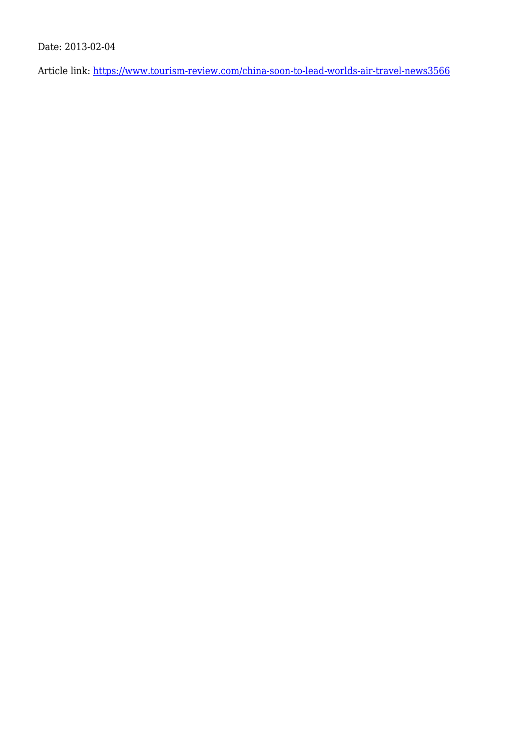Date: 2013-02-04

Article link: [https://www.tourism-review.com/china-soon-to-lead-worlds-air-travel-news3566](https://www.tourism-review.com/china-soon-to-lead-worlds-air-travel-news3566)